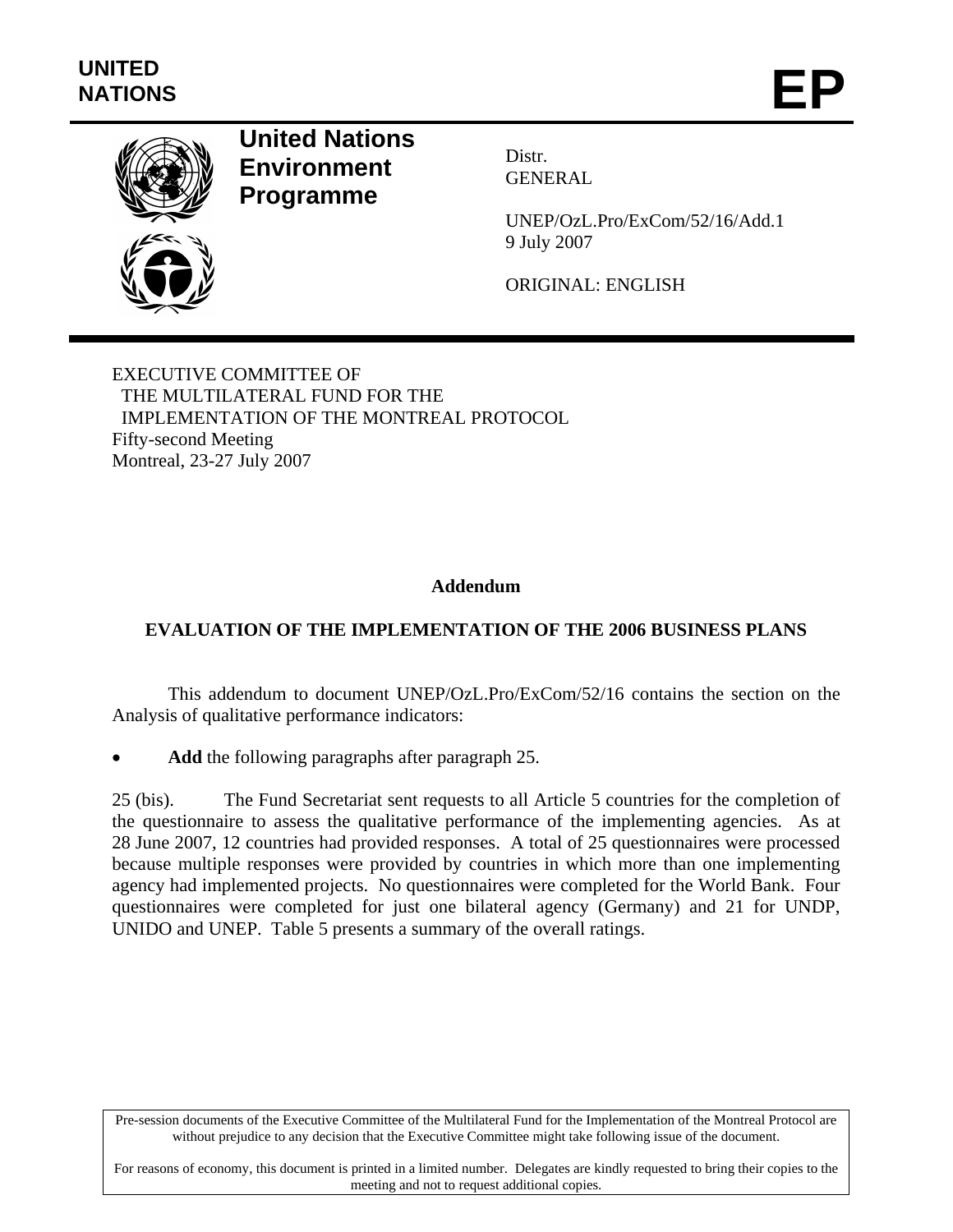UNITED NATIONS

# EP

**United Nations Environment Programme**

Distr.
GENERAL

UNEP/OzL.Pro/ExCom/52/16/Add.1
9 July 2007

ORIGINAL: ENGLISH

EXECUTIVE COMMITTEE OF
THE MULTILATERAL FUND FOR THE
IMPLEMENTATION OF THE MONTREAL PROTOCOL
Fifty-second Meeting
Montreal, 23-27 July 2007

**Addendum**

## EVALUATION OF THE IMPLEMENTATION OF THE 2006 BUSINESS PLANS

This addendum to document UNEP/OzL.Pro/ExCom/52/16 contains the section on the Analysis of qualitative performance indicators:

- **Add** the following paragraphs after paragraph 25.

25 (bis). The Fund Secretariat sent requests to all Article 5 countries for the completion of the questionnaire to assess the qualitative performance of the implementing agencies. As at 28 June 2007, 12 countries had provided responses. A total of 25 questionnaires were processed because multiple responses were provided by countries in which more than one implementing agency had implemented projects. No questionnaires were completed for the World Bank. Four questionnaires were completed for just one bilateral agency (Germany) and 21 for UNDP, UNIDO and UNEP. Table 5 presents a summary of the overall ratings.

Pre-session documents of the Executive Committee of the Multilateral Fund for the Implementation of the Montreal Protocol are without prejudice to any decision that the Executive Committee might take following issue of the document.

For reasons of economy, this document is printed in a limited number. Delegates are kindly requested to bring their copies to the meeting and not to request additional copies.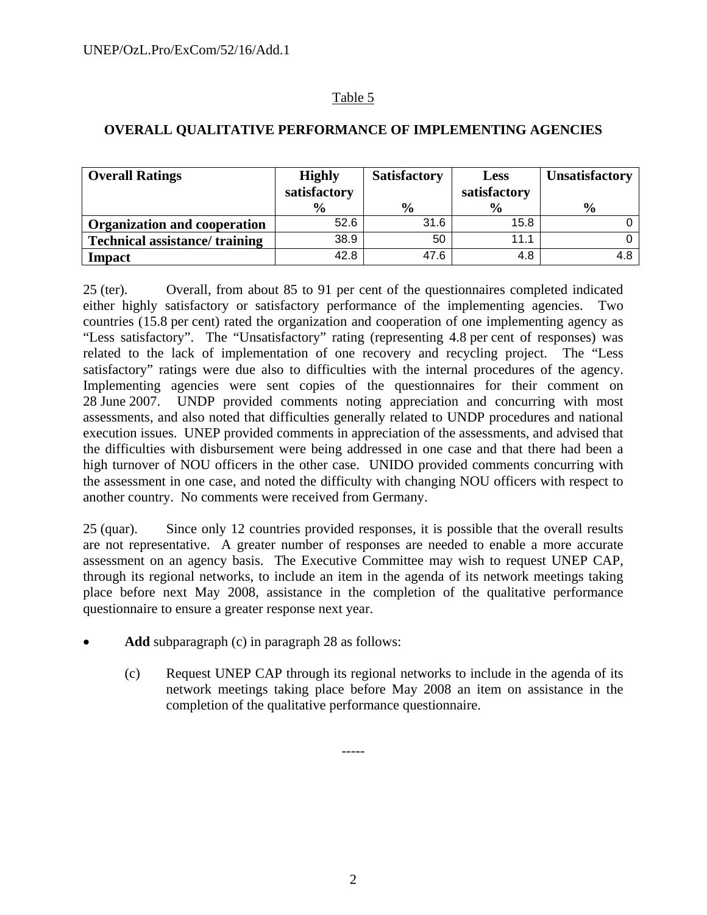Table 5

**OVERALL QUALITATIVE PERFORMANCE OF IMPLEMENTING AGENCIES**

| Overall Ratings | Highly satisfactory % | Satisfactory % | Less satisfactory % | Unsatisfactory % |
|---|---|---|---|---|
| **Organization and cooperation** | 52.6 | 31.6 | 15.8 | 0 |
| **Technical assistance/ training** | 38.9 | 50 | 11.1 | 0 |
| **Impact** | 42.8 | 47.6 | 4.8 | 4.8 |

25 (ter). Overall, from about 85 to 91 per cent of the questionnaires completed indicated either highly satisfactory or satisfactory performance of the implementing agencies. Two countries (15.8 per cent) rated the organization and cooperation of one implementing agency as "Less satisfactory". The "Unsatisfactory" rating (representing 4.8 per cent of responses) was related to the lack of implementation of one recovery and recycling project. The "Less satisfactory" ratings were due also to difficulties with the internal procedures of the agency. Implementing agencies were sent copies of the questionnaires for their comment on 28 June 2007. UNDP provided comments noting appreciation and concurring with most assessments, and also noted that difficulties generally related to UNDP procedures and national execution issues. UNEP provided comments in appreciation of the assessments, and advised that the difficulties with disbursement were being addressed in one case and that there had been a high turnover of NOU officers in the other case. UNIDO provided comments concurring with the assessment in one case, and noted the difficulty with changing NOU officers with respect to another country. No comments were received from Germany.

25 (quar). Since only 12 countries provided responses, it is possible that the overall results are not representative. A greater number of responses are needed to enable a more accurate assessment on an agency basis. The Executive Committee may wish to request UNEP CAP, through its regional networks, to include an item in the agenda of its network meetings taking place before next May 2008, assistance in the completion of the qualitative performance questionnaire to ensure a greater response next year.

- **Add** subparagraph (c) in paragraph 28 as follows:

  (c) Request UNEP CAP through its regional networks to include in the agenda of its network meetings taking place before May 2008 an item on assistance in the completion of the qualitative performance questionnaire.

-----